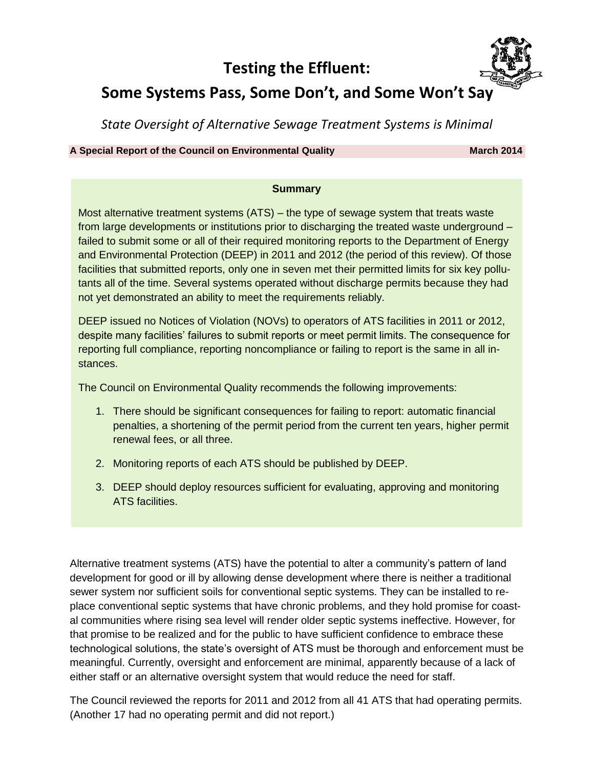# Testing the Effluent: Some Systems Pass, Some Don't, and Some Won't Say

*State Oversight of Alternative Sewage Treatment Systems is Minimal*

**A Special Report of the Council on Environmental Quality** **March 2014**

**Summary**

Most alternative treatment systems (ATS) – the type of sewage system that treats waste from large developments or institutions prior to discharging the treated waste underground – failed to submit some or all of their required monitoring reports to the Department of Energy and Environmental Protection (DEEP) in 2011 and 2012 (the period of this review). Of those facilities that submitted reports, only one in seven met their permitted limits for six key pollutants all of the time. Several systems operated without discharge permits because they had not yet demonstrated an ability to meet the requirements reliably.

DEEP issued no Notices of Violation (NOVs) to operators of ATS facilities in 2011 or 2012, despite many facilities' failures to submit reports or meet permit limits. The consequence for reporting full compliance, reporting noncompliance or failing to report is the same in all instances.

The Council on Environmental Quality recommends the following improvements:

1. There should be significant consequences for failing to report: automatic financial penalties, a shortening of the permit period from the current ten years, higher permit renewal fees, or all three.
2. Monitoring reports of each ATS should be published by DEEP.
3. DEEP should deploy resources sufficient for evaluating, approving and monitoring ATS facilities.

Alternative treatment systems (ATS) have the potential to alter a community's pattern of land development for good or ill by allowing dense development where there is neither a traditional sewer system nor sufficient soils for conventional septic systems. They can be installed to replace conventional septic systems that have chronic problems, and they hold promise for coastal communities where rising sea level will render older septic systems ineffective. However, for that promise to be realized and for the public to have sufficient confidence to embrace these technological solutions, the state's oversight of ATS must be thorough and enforcement must be meaningful. Currently, oversight and enforcement are minimal, apparently because of a lack of either staff or an alternative oversight system that would reduce the need for staff.

The Council reviewed the reports for 2011 and 2012 from all 41 ATS that had operating permits. (Another 17 had no operating permit and did not report.)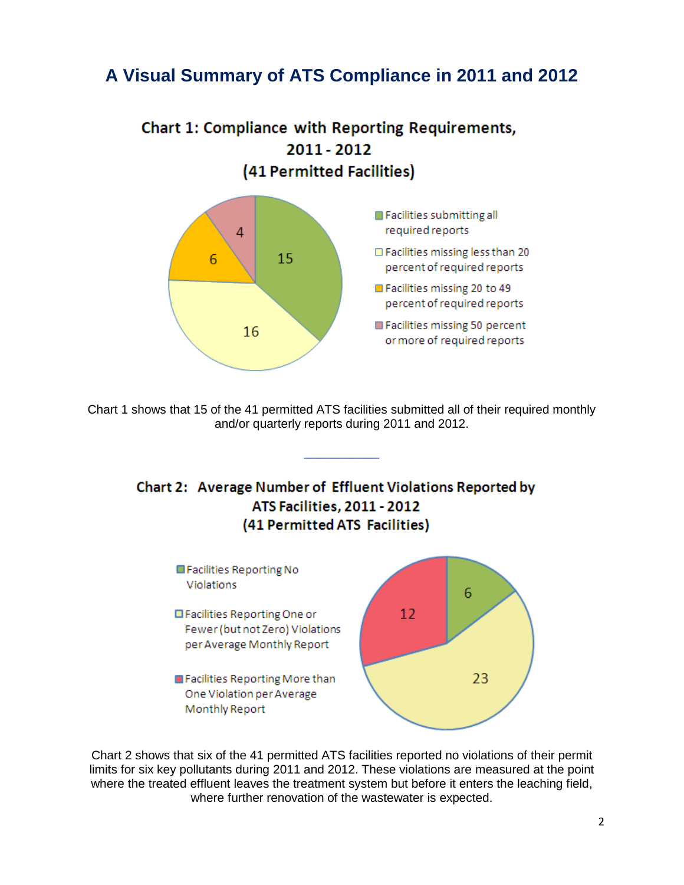# A Visual Summary of ATS Compliance in 2011 and 2012

### Chart 1: Compliance with Reporting Requirements, 2011 - 2012 (41 Permitted Facilities)

| Category | Number of Facilities |
|---|---|
| Facilities submitting all required reports | 15 |
| Facilities missing less than 20 percent of required reports | 16 |
| Facilities missing 20 to 49 percent of required reports | 6 |
| Facilities missing 50 percent or more of required reports | 4 |

Chart 1 shows that 15 of the 41 permitted ATS facilities submitted all of their required monthly and/or quarterly reports during 2011 and 2012.

---

### Chart 2: Average Number of Effluent Violations Reported by ATS Facilities, 2011 - 2012 (41 Permitted ATS Facilities)

| Category | Number of Facilities |
|---|---|
| Facilities Reporting No Violations | 6 |
| Facilities Reporting One or Fewer (but not Zero) Violations per Average Monthly Report | 23 |
| Facilities Reporting More than One Violation per Average Monthly Report | 12 |

Chart 2 shows that six of the 41 permitted ATS facilities reported no violations of their permit limits for six key pollutants during 2011 and 2012. These violations are measured at the point where the treated effluent leaves the treatment system but before it enters the leaching field, where further renovation of the wastewater is expected.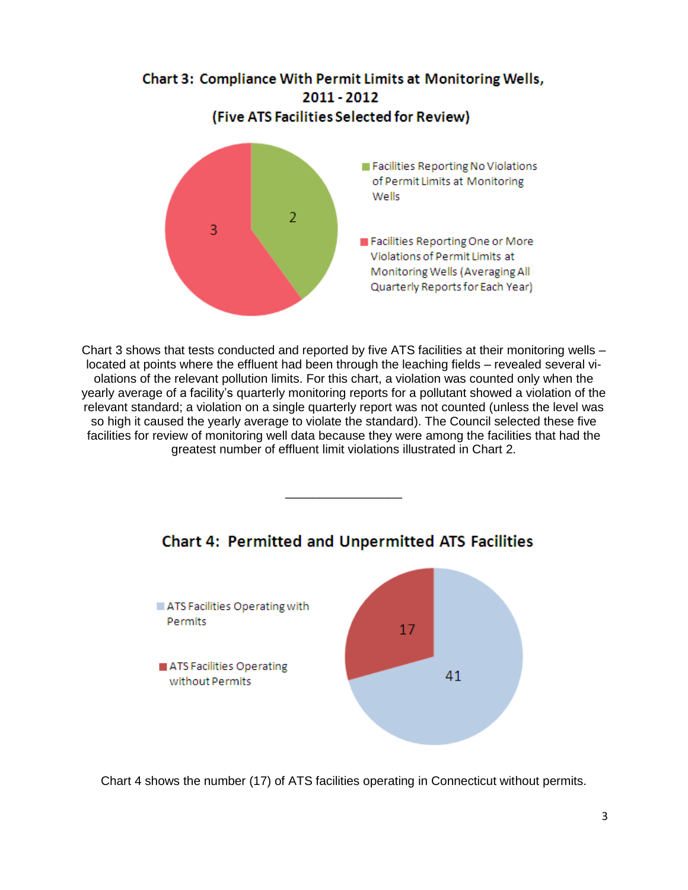## Chart 3: Compliance With Permit Limits at Monitoring Wells, 2011 - 2012 (Five ATS Facilities Selected for Review)

- Facilities Reporting No Violations of Permit Limits at Monitoring Wells: 2
- Facilities Reporting One or More Violations of Permit Limits at Monitoring Wells (Averaging All Quarterly Reports for Each Year): 3

Chart 3 shows that tests conducted and reported by five ATS facilities at their monitoring wells – located at points where the effluent had been through the leaching fields – revealed several violations of the relevant pollution limits. For this chart, a violation was counted only when the yearly average of a facility's quarterly monitoring reports for a pollutant showed a violation of the relevant standard; a violation on a single quarterly report was not counted (unless the level was so high it caused the yearly average to violate the standard). The Council selected these five facilities for review of monitoring well data because they were among the facilities that had the greatest number of effluent limit violations illustrated in Chart 2.

---

## Chart 4: Permitted and Unpermitted ATS Facilities

- ATS Facilities Operating with Permits: 41
- ATS Facilities Operating without Permits: 17

Chart 4 shows the number (17) of ATS facilities operating in Connecticut without permits.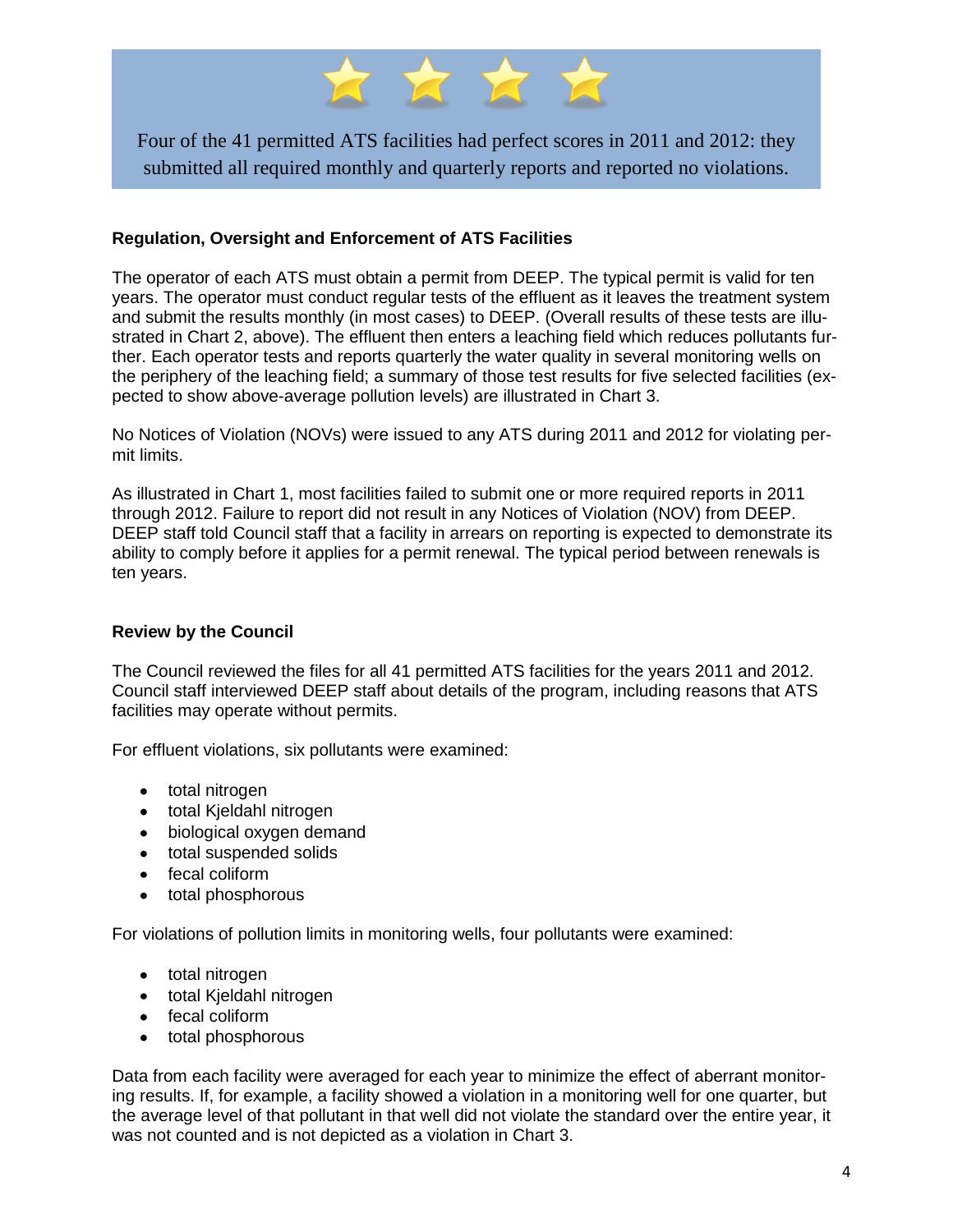Four of the 41 permitted ATS facilities had perfect scores in 2011 and 2012: they submitted all required monthly and quarterly reports and reported no violations.

### Regulation, Oversight and Enforcement of ATS Facilities

The operator of each ATS must obtain a permit from DEEP. The typical permit is valid for ten years. The operator must conduct regular tests of the effluent as it leaves the treatment system and submit the results monthly (in most cases) to DEEP. (Overall results of these tests are illustrated in Chart 2, above). The effluent then enters a leaching field which reduces pollutants further. Each operator tests and reports quarterly the water quality in several monitoring wells on the periphery of the leaching field; a summary of those test results for five selected facilities (expected to show above-average pollution levels) are illustrated in Chart 3.

No Notices of Violation (NOVs) were issued to any ATS during 2011 and 2012 for violating permit limits.

As illustrated in Chart 1, most facilities failed to submit one or more required reports in 2011 through 2012. Failure to report did not result in any Notices of Violation (NOV) from DEEP. DEEP staff told Council staff that a facility in arrears on reporting is expected to demonstrate its ability to comply before it applies for a permit renewal. The typical period between renewals is ten years.

### Review by the Council

The Council reviewed the files for all 41 permitted ATS facilities for the years 2011 and 2012. Council staff interviewed DEEP staff about details of the program, including reasons that ATS facilities may operate without permits.

For effluent violations, six pollutants were examined:

- total nitrogen
- total Kjeldahl nitrogen
- biological oxygen demand
- total suspended solids
- fecal coliform
- total phosphorous

For violations of pollution limits in monitoring wells, four pollutants were examined:

- total nitrogen
- total Kjeldahl nitrogen
- fecal coliform
- total phosphorous

Data from each facility were averaged for each year to minimize the effect of aberrant monitoring results. If, for example, a facility showed a violation in a monitoring well for one quarter, but the average level of that pollutant in that well did not violate the standard over the entire year, it was not counted and is not depicted as a violation in Chart 3.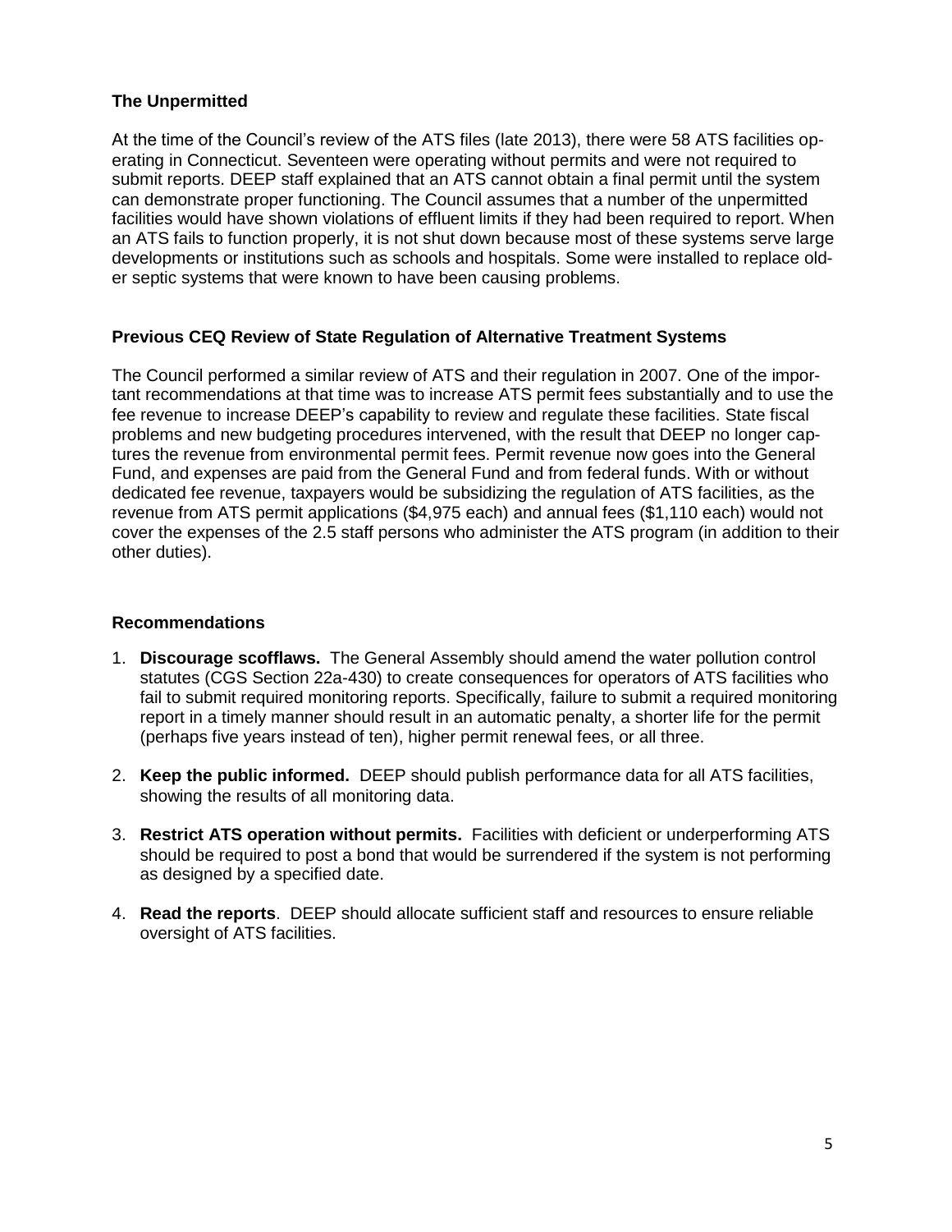### The Unpermitted

At the time of the Council's review of the ATS files (late 2013), there were 58 ATS facilities operating in Connecticut. Seventeen were operating without permits and were not required to submit reports. DEEP staff explained that an ATS cannot obtain a final permit until the system can demonstrate proper functioning. The Council assumes that a number of the unpermitted facilities would have shown violations of effluent limits if they had been required to report. When an ATS fails to function properly, it is not shut down because most of these systems serve large developments or institutions such as schools and hospitals. Some were installed to replace older septic systems that were known to have been causing problems.

### Previous CEQ Review of State Regulation of Alternative Treatment Systems

The Council performed a similar review of ATS and their regulation in 2007. One of the important recommendations at that time was to increase ATS permit fees substantially and to use the fee revenue to increase DEEP's capability to review and regulate these facilities. State fiscal problems and new budgeting procedures intervened, with the result that DEEP no longer captures the revenue from environmental permit fees. Permit revenue now goes into the General Fund, and expenses are paid from the General Fund and from federal funds. With or without dedicated fee revenue, taxpayers would be subsidizing the regulation of ATS facilities, as the revenue from ATS permit applications ($4,975 each) and annual fees ($1,110 each) would not cover the expenses of the 2.5 staff persons who administer the ATS program (in addition to their other duties).

### Recommendations

1. **Discourage scofflaws.** The General Assembly should amend the water pollution control statutes (CGS Section 22a-430) to create consequences for operators of ATS facilities who fail to submit required monitoring reports. Specifically, failure to submit a required monitoring report in a timely manner should result in an automatic penalty, a shorter life for the permit (perhaps five years instead of ten), higher permit renewal fees, or all three.

2. **Keep the public informed.** DEEP should publish performance data for all ATS facilities, showing the results of all monitoring data.

3. **Restrict ATS operation without permits.** Facilities with deficient or underperforming ATS should be required to post a bond that would be surrendered if the system is not performing as designed by a specified date.

4. **Read the reports**. DEEP should allocate sufficient staff and resources to ensure reliable oversight of ATS facilities.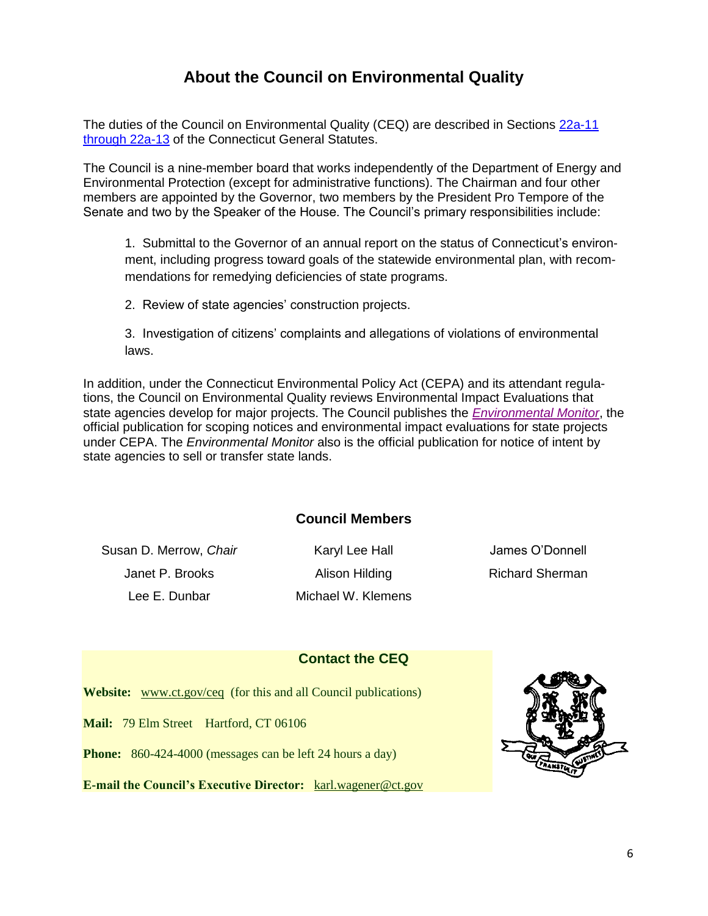# About the Council on Environmental Quality

The duties of the Council on Environmental Quality (CEQ) are described in Sections 22a-11 through 22a-13 of the Connecticut General Statutes.

The Council is a nine-member board that works independently of the Department of Energy and Environmental Protection (except for administrative functions). The Chairman and four other members are appointed by the Governor, two members by the President Pro Tempore of the Senate and two by the Speaker of the House. The Council's primary responsibilities include:

1. Submittal to the Governor of an annual report on the status of Connecticut's environment, including progress toward goals of the statewide environmental plan, with recommendations for remedying deficiencies of state programs.

2. Review of state agencies' construction projects.

3. Investigation of citizens' complaints and allegations of violations of environmental laws.

In addition, under the Connecticut Environmental Policy Act (CEPA) and its attendant regulations, the Council on Environmental Quality reviews Environmental Impact Evaluations that state agencies develop for major projects. The Council publishes the *Environmental Monitor*, the official publication for scoping notices and environmental impact evaluations for state projects under CEPA. The *Environmental Monitor* also is the official publication for notice of intent by state agencies to sell or transfer state lands.

## Council Members

Susan D. Merrow, *Chair*

Janet P. Brooks

Lee E. Dunbar

Karyl Lee Hall

Alison Hilding

Michael W. Klemens

James O'Donnell

Richard Sherman

## Contact the CEQ

**Website:** www.ct.gov/ceq (for this and all Council publications)

**Mail:** 79 Elm Street Hartford, CT 06106

**Phone:** 860-424-4000 (messages can be left 24 hours a day)

**E-mail the Council's Executive Director:** karl.wagener@ct.gov